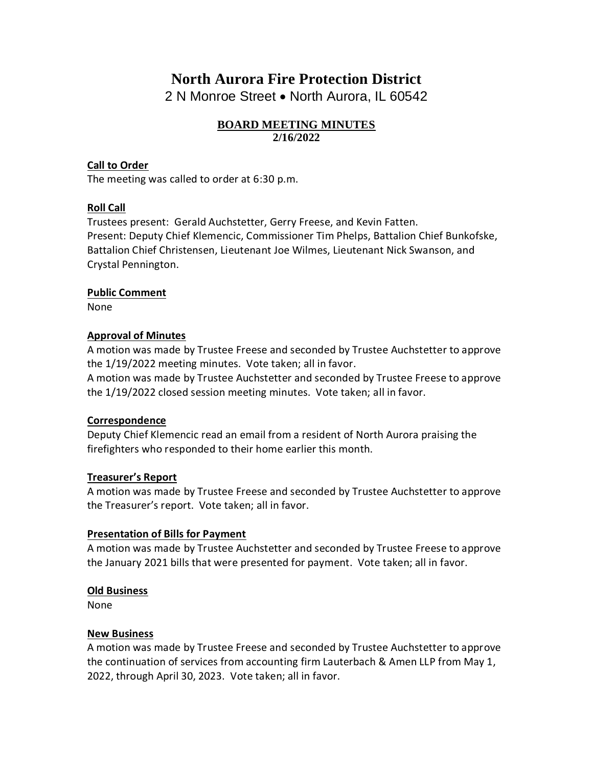# North Aurora Fire Protection District

2 N Monroe Street • North Aurora, IL 60542

## BOARD MEETING MINUTES
**2/16/2022**

**Call to Order**

The meeting was called to order at 6:30 p.m.

**Roll Call**

Trustees present: Gerald Auchstetter, Gerry Freese, and Kevin Fatten.
Present: Deputy Chief Klemencic, Commissioner Tim Phelps, Battalion Chief Bunkofske, Battalion Chief Christensen, Lieutenant Joe Wilmes, Lieutenant Nick Swanson, and Crystal Pennington.

**Public Comment**

None

**Approval of Minutes**

A motion was made by Trustee Freese and seconded by Trustee Auchstetter to approve the 1/19/2022 meeting minutes. Vote taken; all in favor.
A motion was made by Trustee Auchstetter and seconded by Trustee Freese to approve the 1/19/2022 closed session meeting minutes. Vote taken; all in favor.

**Correspondence**

Deputy Chief Klemencic read an email from a resident of North Aurora praising the firefighters who responded to their home earlier this month.

**Treasurer's Report**

A motion was made by Trustee Freese and seconded by Trustee Auchstetter to approve the Treasurer's report. Vote taken; all in favor.

**Presentation of Bills for Payment**

A motion was made by Trustee Auchstetter and seconded by Trustee Freese to approve the January 2021 bills that were presented for payment. Vote taken; all in favor.

**Old Business**

None

**New Business**

A motion was made by Trustee Freese and seconded by Trustee Auchstetter to approve the continuation of services from accounting firm Lauterbach & Amen LLP from May 1, 2022, through April 30, 2023. Vote taken; all in favor.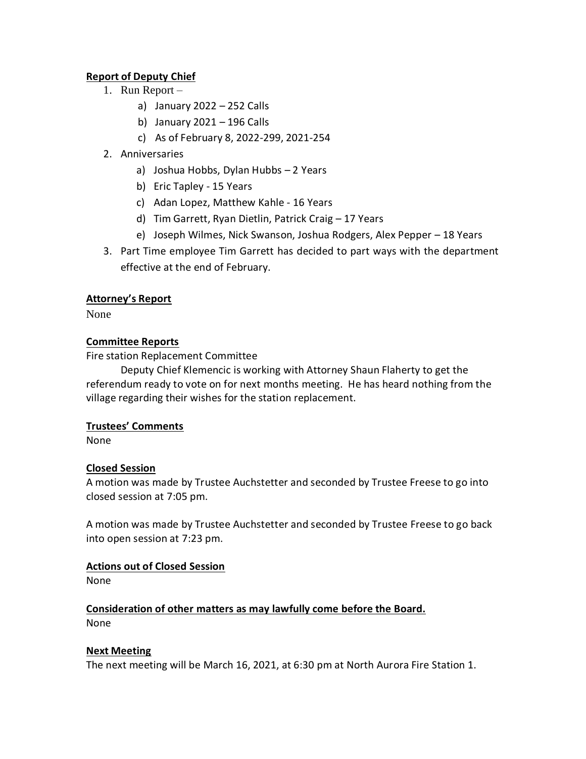**Report of Deputy Chief**

1. Run Report –
   a) January 2022 – 252 Calls
   b) January 2021 – 196 Calls
   c) As of February 8, 2022-299, 2021-254
2. Anniversaries
   a) Joshua Hobbs, Dylan Hubbs – 2 Years
   b) Eric Tapley - 15 Years
   c) Adan Lopez, Matthew Kahle - 16 Years
   d) Tim Garrett, Ryan Dietlin, Patrick Craig – 17 Years
   e) Joseph Wilmes, Nick Swanson, Joshua Rodgers, Alex Pepper – 18 Years
3. Part Time employee Tim Garrett has decided to part ways with the department effective at the end of February.

**Attorney's Report**

None

**Committee Reports**

Fire station Replacement Committee

Deputy Chief Klemencic is working with Attorney Shaun Flaherty to get the referendum ready to vote on for next months meeting. He has heard nothing from the village regarding their wishes for the station replacement.

**Trustees' Comments**

None

**Closed Session**

A motion was made by Trustee Auchstetter and seconded by Trustee Freese to go into closed session at 7:05 pm.

A motion was made by Trustee Auchstetter and seconded by Trustee Freese to go back into open session at 7:23 pm.

**Actions out of Closed Session**

None

**Consideration of other matters as may lawfully come before the Board.**

None

**Next Meeting**

The next meeting will be March 16, 2021, at 6:30 pm at North Aurora Fire Station 1.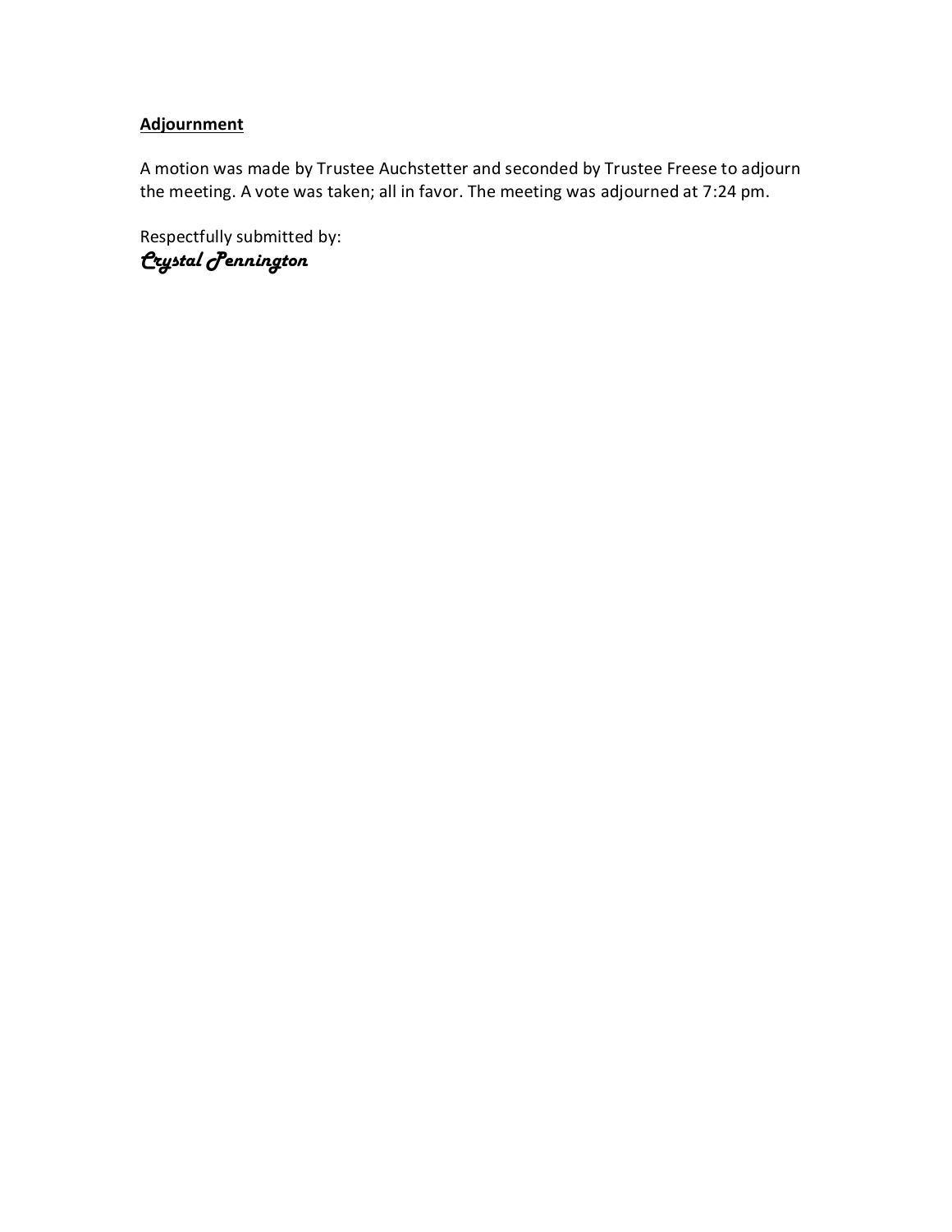**Adjournment**

A motion was made by Trustee Auchstetter and seconded by Trustee Freese to adjourn the meeting. A vote was taken; all in favor. The meeting was adjourned at 7:24 pm.

Respectfully submitted by:
*Crystal Pennington*